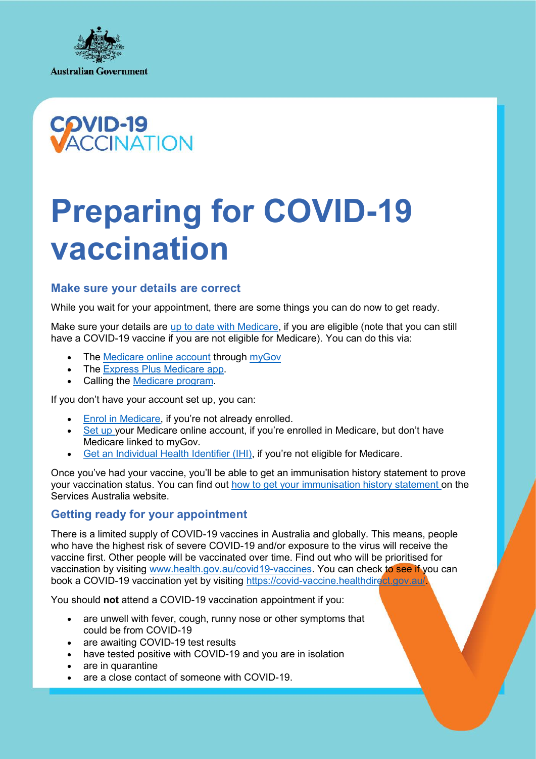Australian Government

COVID-19 VACCINATION

# Preparing for COVID-19 vaccination

## Make sure your details are correct

While you wait for your appointment, there are some things you can do now to get ready.

Make sure your details are up to date with Medicare, if you are eligible (note that you can still have a COVID-19 vaccine if you are not eligible for Medicare). You can do this via:

- The Medicare online account through myGov
- The Express Plus Medicare app.
- Calling the Medicare program.

If you don't have your account set up, you can:

- Enrol in Medicare, if you're not already enrolled.
- Set up your Medicare online account, if you're enrolled in Medicare, but don't have Medicare linked to myGov.
- Get an Individual Health Identifier (IHI), if you're not eligible for Medicare.

Once you've had your vaccine, you'll be able to get an immunisation history statement to prove your vaccination status. You can find out how to get your immunisation history statement on the Services Australia website.

## Getting ready for your appointment

There is a limited supply of COVID-19 vaccines in Australia and globally. This means, people who have the highest risk of severe COVID-19 and/or exposure to the virus will receive the vaccine first. Other people will be vaccinated over time. Find out who will be prioritised for vaccination by visiting www.health.gov.au/covid19-vaccines. You can check to see if you can book a COVID-19 vaccination yet by visiting https://covid-vaccine.healthdirect.gov.au/.

You should **not** attend a COVID-19 vaccination appointment if you:

- are unwell with fever, cough, runny nose or other symptoms that could be from COVID-19
- are awaiting COVID-19 test results
- have tested positive with COVID-19 and you are in isolation
- are in quarantine
- are a close contact of someone with COVID-19.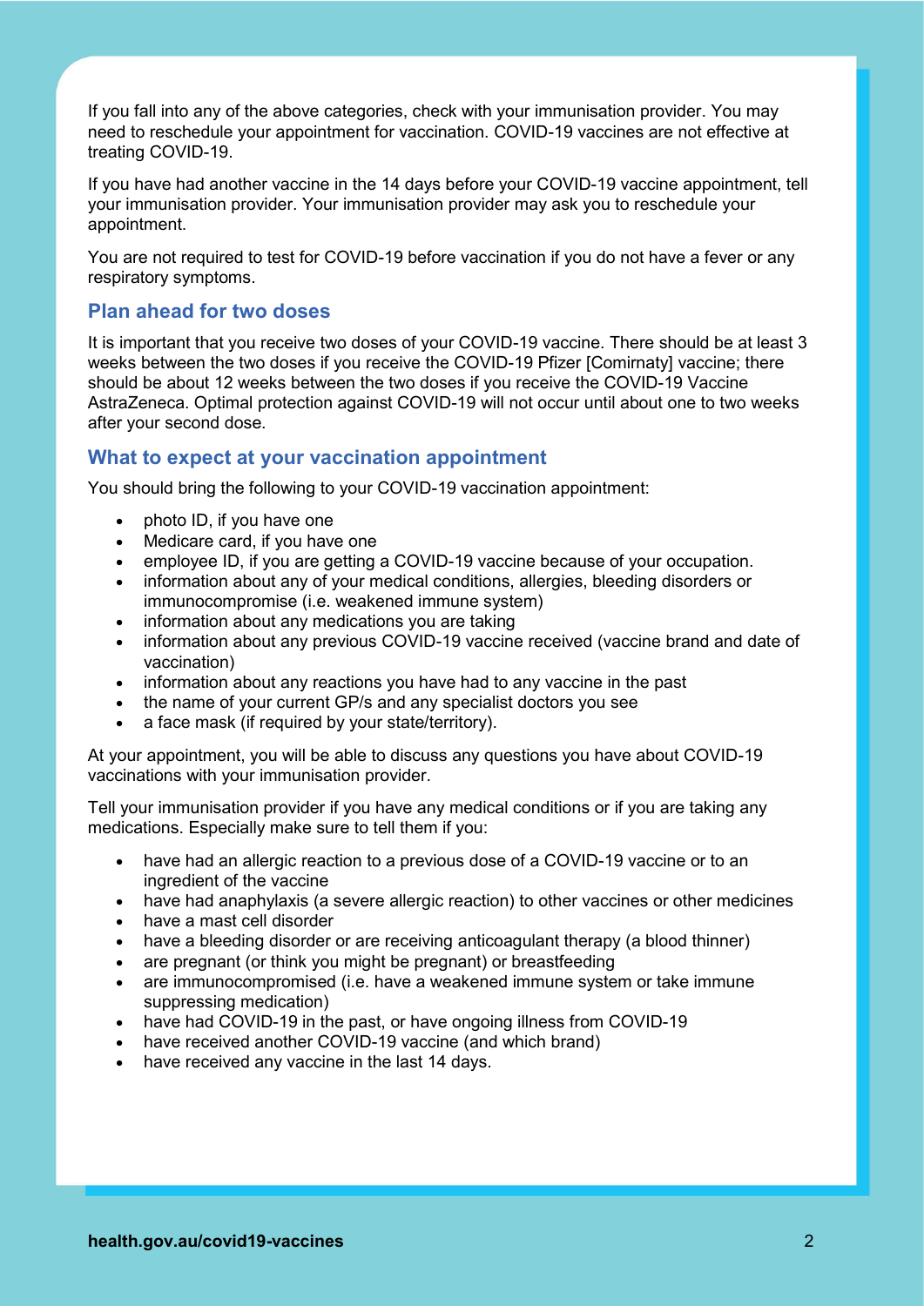If you fall into any of the above categories, check with your immunisation provider. You may need to reschedule your appointment for vaccination. COVID-19 vaccines are not effective at treating COVID-19.

If you have had another vaccine in the 14 days before your COVID-19 vaccine appointment, tell your immunisation provider. Your immunisation provider may ask you to reschedule your appointment.

You are not required to test for COVID-19 before vaccination if you do not have a fever or any respiratory symptoms.

## Plan ahead for two doses

It is important that you receive two doses of your COVID-19 vaccine. There should be at least 3 weeks between the two doses if you receive the COVID-19 Pfizer [Comirnaty] vaccine; there should be about 12 weeks between the two doses if you receive the COVID-19 Vaccine AstraZeneca. Optimal protection against COVID-19 will not occur until about one to two weeks after your second dose.

## What to expect at your vaccination appointment

You should bring the following to your COVID-19 vaccination appointment:

- photo ID, if you have one
- Medicare card, if you have one
- employee ID, if you are getting a COVID-19 vaccine because of your occupation.
- information about any of your medical conditions, allergies, bleeding disorders or immunocompromise (i.e. weakened immune system)
- information about any medications you are taking
- information about any previous COVID-19 vaccine received (vaccine brand and date of vaccination)
- information about any reactions you have had to any vaccine in the past
- the name of your current GP/s and any specialist doctors you see
- a face mask (if required by your state/territory).

At your appointment, you will be able to discuss any questions you have about COVID-19 vaccinations with your immunisation provider.

Tell your immunisation provider if you have any medical conditions or if you are taking any medications. Especially make sure to tell them if you:

- have had an allergic reaction to a previous dose of a COVID-19 vaccine or to an ingredient of the vaccine
- have had anaphylaxis (a severe allergic reaction) to other vaccines or other medicines
- have a mast cell disorder
- have a bleeding disorder or are receiving anticoagulant therapy (a blood thinner)
- are pregnant (or think you might be pregnant) or breastfeeding
- are immunocompromised (i.e. have a weakened immune system or take immune suppressing medication)
- have had COVID-19 in the past, or have ongoing illness from COVID-19
- have received another COVID-19 vaccine (and which brand)
- have received any vaccine in the last 14 days.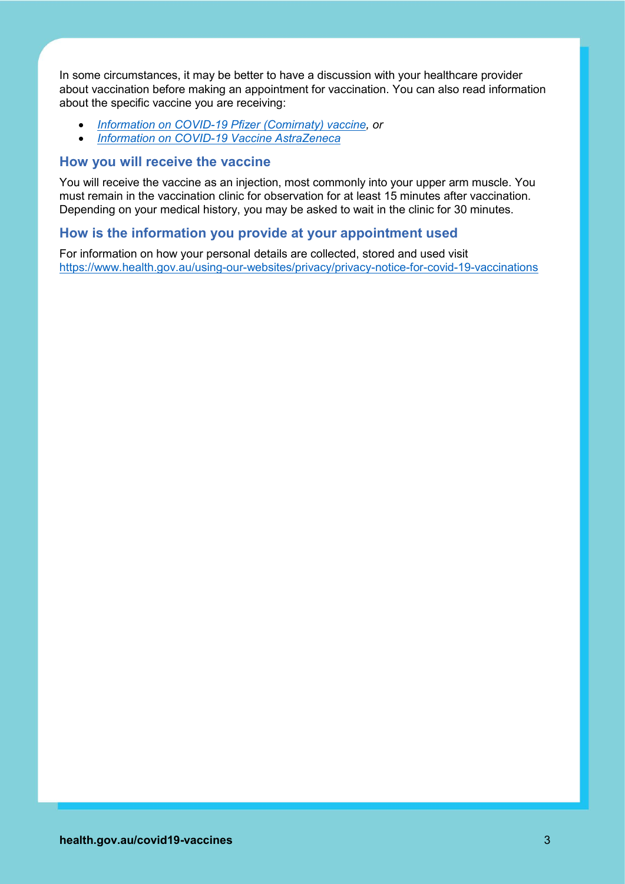In some circumstances, it may be better to have a discussion with your healthcare provider about vaccination before making an appointment for vaccination. You can also read information about the specific vaccine you are receiving:

- *Information on COVID-19 Pfizer (Comirnaty) vaccine, or*
- *Information on COVID-19 Vaccine AstraZeneca*

## How you will receive the vaccine

You will receive the vaccine as an injection, most commonly into your upper arm muscle. You must remain in the vaccination clinic for observation for at least 15 minutes after vaccination. Depending on your medical history, you may be asked to wait in the clinic for 30 minutes.

## How is the information you provide at your appointment used

For information on how your personal details are collected, stored and used visit https://www.health.gov.au/using-our-websites/privacy/privacy-notice-for-covid-19-vaccinations